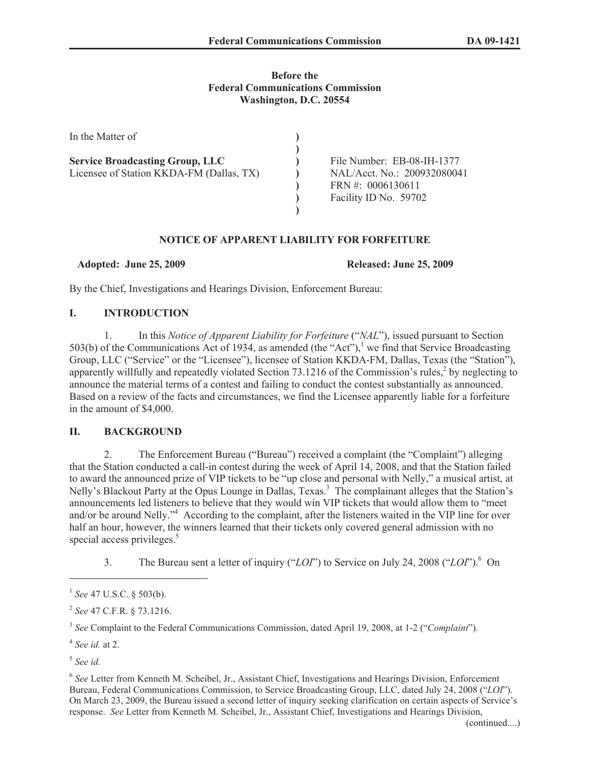**Before the**
**Federal Communications Commission**
**Washington, D.C. 20554**

| In the Matter of | ) | |
|---|---|---|
| | ) | |
| **Service Broadcasting Group, LLC** | ) | File Number: EB-08-IH-1377 |
| Licensee of Station KKDA-FM (Dallas, TX) | ) | NAL/Acct. No.: 200932080041 |
| | ) | FRN #: 0006130611 |
| | ) | Facility ID No. 59702 |
| | ) | |

## NOTICE OF APPARENT LIABILITY FOR FORFEITURE

**Adopted: June 25, 2009** **Released: June 25, 2009**

By the Chief, Investigations and Hearings Division, Enforcement Bureau:

## I. INTRODUCTION

1. In this *Notice of Apparent Liability for Forfeiture* ("*NAL*"), issued pursuant to Section 503(b) of the Communications Act of 1934, as amended (the "Act"),[1] we find that Service Broadcasting Group, LLC ("Service" or the "Licensee"), licensee of Station KKDA-FM, Dallas, Texas (the "Station"), apparently willfully and repeatedly violated Section 73.1216 of the Commission's rules,[2] by neglecting to announce the material terms of a contest and failing to conduct the contest substantially as announced. Based on a review of the facts and circumstances, we find the Licensee apparently liable for a forfeiture in the amount of $4,000.

## II. BACKGROUND

2. The Enforcement Bureau ("Bureau") received a complaint (the "Complaint") alleging that the Station conducted a call-in contest during the week of April 14, 2008, and that the Station failed to award the announced prize of VIP tickets to be "up close and personal with Nelly," a musical artist, at Nelly's Blackout Party at the Opus Lounge in Dallas, Texas.[3] The complainant alleges that the Station's announcements led listeners to believe that they would win VIP tickets that would allow them to "meet and/or be around Nelly."[4] According to the complaint, after the listeners waited in the VIP line for over half an hour, however, the winners learned that their tickets only covered general admission with no special access privileges.[5]

3. The Bureau sent a letter of inquiry ("*LOI*") to Service on July 24, 2008 ("*LOI*").[6] On

---

[1] *See* 47 U.S.C. § 503(b).

[2] *See* 47 C.F.R. § 73.1216.

[3] *See* Complaint to the Federal Communications Commission, dated April 19, 2008, at 1-2 ("*Complaint*").

[4] *See id.* at 2.

[5] *See id.*

[6] *See* Letter from Kenneth M. Scheibel, Jr., Assistant Chief, Investigations and Hearings Division, Enforcement Bureau, Federal Communications Commission, to Service Broadcasting Group, LLC, dated July 24, 2008 ("*LOI*"). On March 23, 2009, the Bureau issued a second letter of inquiry seeking clarification on certain aspects of Service's response. *See* Letter from Kenneth M. Scheibel, Jr., Assistant Chief, Investigations and Hearings Division,

(continued....)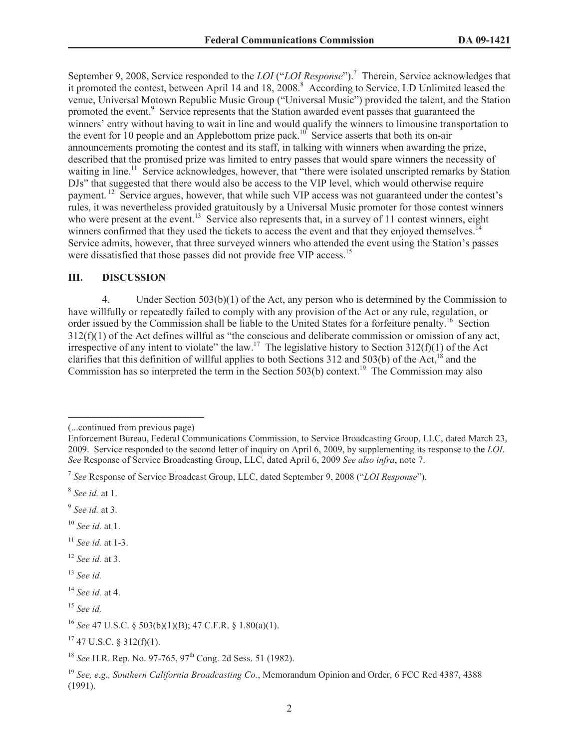September 9, 2008, Service responded to the *LOI* ("*LOI Response*").[7] Therein, Service acknowledges that it promoted the contest, between April 14 and 18, 2008.[8] According to Service, LD Unlimited leased the venue, Universal Motown Republic Music Group ("Universal Music") provided the talent, and the Station promoted the event.[9] Service represents that the Station awarded event passes that guaranteed the winners' entry without having to wait in line and would qualify the winners to limousine transportation to the event for 10 people and an Applebottom prize pack.[10] Service asserts that both its on-air announcements promoting the contest and its staff, in talking with winners when awarding the prize, described that the promised prize was limited to entry passes that would spare winners the necessity of waiting in line.[11] Service acknowledges, however, that "there were isolated unscripted remarks by Station DJs" that suggested that there would also be access to the VIP level, which would otherwise require payment.[12] Service argues, however, that while such VIP access was not guaranteed under the contest's rules, it was nevertheless provided gratuitously by a Universal Music promoter for those contest winners who were present at the event.[13] Service also represents that, in a survey of 11 contest winners, eight winners confirmed that they used the tickets to access the event and that they enjoyed themselves.[14] Service admits, however, that three surveyed winners who attended the event using the Station's passes were dissatisfied that those passes did not provide free VIP access.[15]

## III. DISCUSSION

4. Under Section 503(b)(1) of the Act, any person who is determined by the Commission to have willfully or repeatedly failed to comply with any provision of the Act or any rule, regulation, or order issued by the Commission shall be liable to the United States for a forfeiture penalty.[16] Section 312(f)(1) of the Act defines willful as "the conscious and deliberate commission or omission of any act, irrespective of any intent to violate" the law.[17] The legislative history to Section 312(f)(1) of the Act clarifies that this definition of willful applies to both Sections 312 and 503(b) of the Act,[18] and the Commission has so interpreted the term in the Section 503(b) context.[19] The Commission may also

---

(...continued from previous page)
Enforcement Bureau, Federal Communications Commission, to Service Broadcasting Group, LLC, dated March 23, 2009. Service responded to the second letter of inquiry on April 6, 2009, by supplementing its response to the *LOI*. *See* Response of Service Broadcasting Group, LLC, dated April 6, 2009 *See also infra*, note 7.

[7] *See* Response of Service Broadcast Group, LLC, dated September 9, 2008 ("*LOI Response*").

[8] *See id.* at 1.

[9] *See id.* at 3.

[10] *See id.* at 1.

[11] *See id.* at 1-3.

[12] *See id.* at 3.

[13] *See id.*

[14] *See id.* at 4.

[15] *See id.*

[16] *See* 47 U.S.C. § 503(b)(1)(B); 47 C.F.R. § 1.80(a)(1).

[17] 47 U.S.C. § 312(f)(1).

[18] *See* H.R. Rep. No. 97-765, 97th Cong. 2d Sess. 51 (1982).

[19] *See, e.g., Southern California Broadcasting Co.*, Memorandum Opinion and Order, 6 FCC Rcd 4387, 4388 (1991).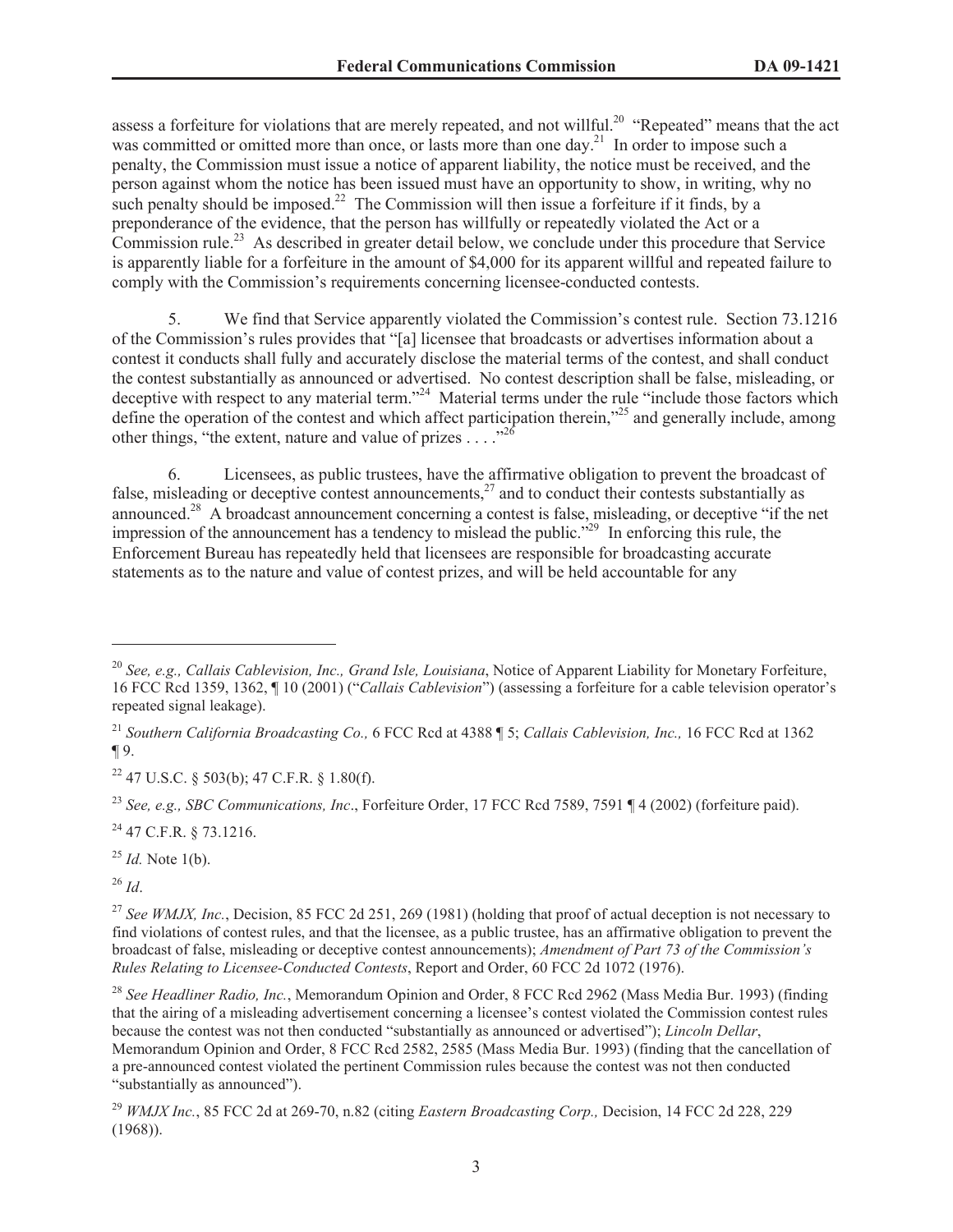assess a forfeiture for violations that are merely repeated, and not willful.[20] "Repeated" means that the act was committed or omitted more than once, or lasts more than one day.[21] In order to impose such a penalty, the Commission must issue a notice of apparent liability, the notice must be received, and the person against whom the notice has been issued must have an opportunity to show, in writing, why no such penalty should be imposed.[22] The Commission will then issue a forfeiture if it finds, by a preponderance of the evidence, that the person has willfully or repeatedly violated the Act or a Commission rule.[23] As described in greater detail below, we conclude under this procedure that Service is apparently liable for a forfeiture in the amount of $4,000 for its apparent willful and repeated failure to comply with the Commission's requirements concerning licensee-conducted contests.

5. We find that Service apparently violated the Commission's contest rule. Section 73.1216 of the Commission's rules provides that "[a] licensee that broadcasts or advertises information about a contest it conducts shall fully and accurately disclose the material terms of the contest, and shall conduct the contest substantially as announced or advertised. No contest description shall be false, misleading, or deceptive with respect to any material term."[24] Material terms under the rule "include those factors which define the operation of the contest and which affect participation therein,"[25] and generally include, among other things, "the extent, nature and value of prizes . . . ."[26]

6. Licensees, as public trustees, have the affirmative obligation to prevent the broadcast of false, misleading or deceptive contest announcements,[27] and to conduct their contests substantially as announced.[28] A broadcast announcement concerning a contest is false, misleading, or deceptive "if the net impression of the announcement has a tendency to mislead the public."[29] In enforcing this rule, the Enforcement Bureau has repeatedly held that licensees are responsible for broadcasting accurate statements as to the nature and value of contest prizes, and will be held accountable for any

---

[20] *See, e.g., Callais Cablevision, Inc., Grand Isle, Louisiana*, Notice of Apparent Liability for Monetary Forfeiture, 16 FCC Rcd 1359, 1362, ¶ 10 (2001) ("*Callais Cablevision*") (assessing a forfeiture for a cable television operator's repeated signal leakage).

[21] *Southern California Broadcasting Co.,* 6 FCC Rcd at 4388 ¶ 5; *Callais Cablevision, Inc.,* 16 FCC Rcd at 1362 ¶ 9.

[22] 47 U.S.C. § 503(b); 47 C.F.R. § 1.80(f).

[23] *See, e.g., SBC Communications, Inc*., Forfeiture Order, 17 FCC Rcd 7589, 7591 ¶ 4 (2002) (forfeiture paid).

[24] 47 C.F.R. § 73.1216.

[25] *Id.* Note 1(b).

[26] *Id*.

[27] *See WMJX, Inc.*, Decision, 85 FCC 2d 251, 269 (1981) (holding that proof of actual deception is not necessary to find violations of contest rules, and that the licensee, as a public trustee, has an affirmative obligation to prevent the broadcast of false, misleading or deceptive contest announcements); *Amendment of Part 73 of the Commission's Rules Relating to Licensee-Conducted Contests*, Report and Order, 60 FCC 2d 1072 (1976).

[28] *See Headliner Radio, Inc.*, Memorandum Opinion and Order, 8 FCC Rcd 2962 (Mass Media Bur. 1993) (finding that the airing of a misleading advertisement concerning a licensee's contest violated the Commission contest rules because the contest was not then conducted "substantially as announced or advertised"); *Lincoln Dellar*, Memorandum Opinion and Order, 8 FCC Rcd 2582, 2585 (Mass Media Bur. 1993) (finding that the cancellation of a pre-announced contest violated the pertinent Commission rules because the contest was not then conducted "substantially as announced").

[29] *WMJX Inc.*, 85 FCC 2d at 269-70, n.82 (citing *Eastern Broadcasting Corp.,* Decision, 14 FCC 2d 228, 229 (1968)).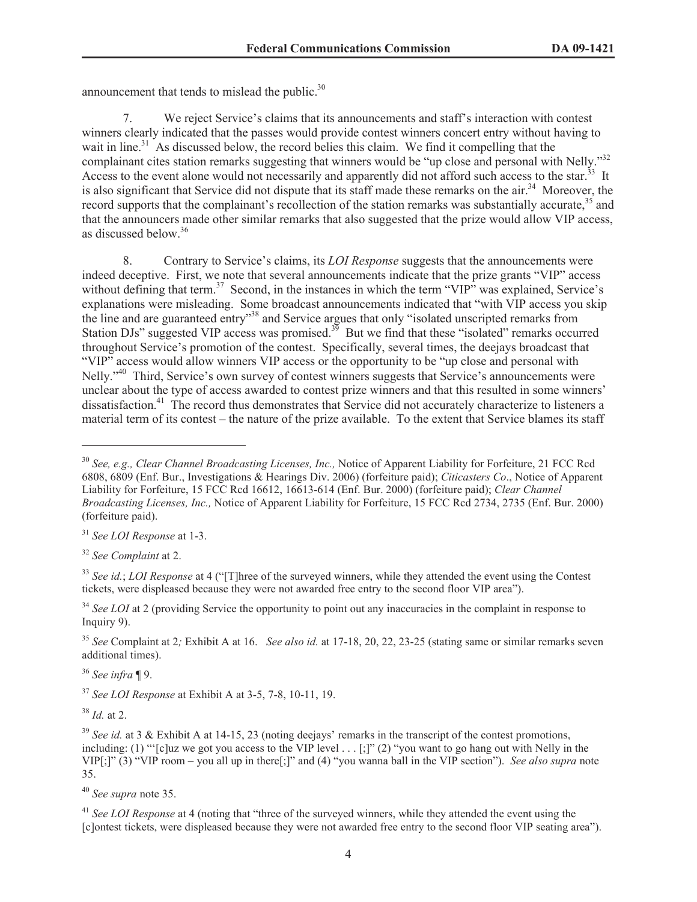announcement that tends to mislead the public.[30]

7. We reject Service's claims that its announcements and staff's interaction with contest winners clearly indicated that the passes would provide contest winners concert entry without having to wait in line.[31] As discussed below, the record belies this claim. We find it compelling that the complainant cites station remarks suggesting that winners would be "up close and personal with Nelly."[32] Access to the event alone would not necessarily and apparently did not afford such access to the star.[33] It is also significant that Service did not dispute that its staff made these remarks on the air.[34] Moreover, the record supports that the complainant's recollection of the station remarks was substantially accurate,[35] and that the announcers made other similar remarks that also suggested that the prize would allow VIP access, as discussed below.[36]

8. Contrary to Service's claims, its *LOI Response* suggests that the announcements were indeed deceptive. First, we note that several announcements indicate that the prize grants "VIP" access without defining that term.[37] Second, in the instances in which the term "VIP" was explained, Service's explanations were misleading. Some broadcast announcements indicated that "with VIP access you skip the line and are guaranteed entry"[38] and Service argues that only "isolated unscripted remarks from Station DJs" suggested VIP access was promised.[39] But we find that these "isolated" remarks occurred throughout Service's promotion of the contest. Specifically, several times, the deejays broadcast that "VIP" access would allow winners VIP access or the opportunity to be "up close and personal with Nelly."[40] Third, Service's own survey of contest winners suggests that Service's announcements were unclear about the type of access awarded to contest prize winners and that this resulted in some winners' dissatisfaction.[41] The record thus demonstrates that Service did not accurately characterize to listeners a material term of its contest – the nature of the prize available. To the extent that Service blames its staff

---

[30] *See, e.g., Clear Channel Broadcasting Licenses, Inc.,* Notice of Apparent Liability for Forfeiture, 21 FCC Rcd 6808, 6809 (Enf. Bur., Investigations & Hearings Div. 2006) (forfeiture paid); *Citicasters Co*., Notice of Apparent Liability for Forfeiture, 15 FCC Rcd 16612, 16613-614 (Enf. Bur. 2000) (forfeiture paid); *Clear Channel Broadcasting Licenses, Inc.,* Notice of Apparent Liability for Forfeiture, 15 FCC Rcd 2734, 2735 (Enf. Bur. 2000) (forfeiture paid).

[31] *See LOI Response* at 1-3.

[32] *See Complaint* at 2.

[33] *See id.*; *LOI Response* at 4 ("[T]hree of the surveyed winners, while they attended the event using the Contest tickets, were displeased because they were not awarded free entry to the second floor VIP area").

[34] *See LOI* at 2 (providing Service the opportunity to point out any inaccuracies in the complaint in response to Inquiry 9).

[35] *See* Complaint at 2*;* Exhibit A at 16. *See also id.* at 17-18, 20, 22, 23-25 (stating same or similar remarks seven additional times).

[36] *See infra* ¶ 9.

[37] *See LOI Response* at Exhibit A at 3-5, 7-8, 10-11, 19.

[38] *Id.* at 2.

[39] *See id.* at 3 & Exhibit A at 14-15, 23 (noting deejays' remarks in the transcript of the contest promotions, including: (1) "'[c]uz we got you access to the VIP level . . . [;]" (2) "you want to go hang out with Nelly in the VIP[;]" (3) "VIP room – you all up in there[;]" and (4) "you wanna ball in the VIP section"). *See also supra* note 35.

[40] *See supra* note 35.

[41] *See LOI Response* at 4 (noting that "three of the surveyed winners, while they attended the event using the [c]ontest tickets, were displeased because they were not awarded free entry to the second floor VIP seating area").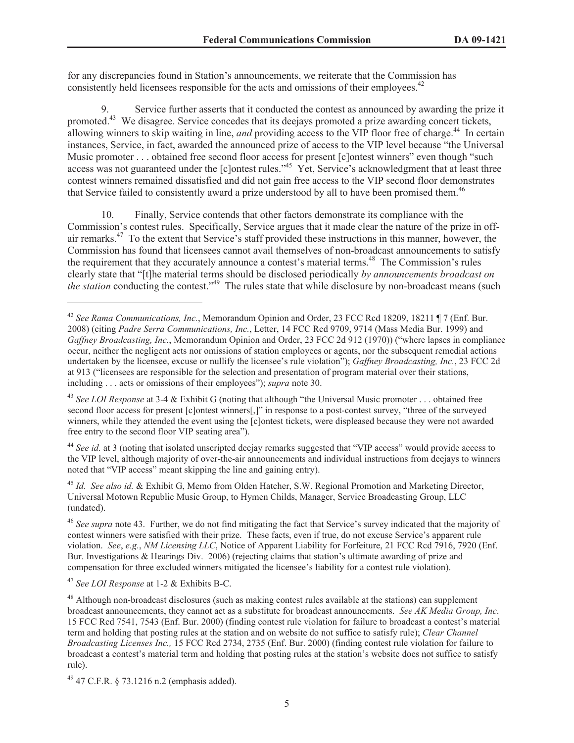for any discrepancies found in Station's announcements, we reiterate that the Commission has consistently held licensees responsible for the acts and omissions of their employees.[42]

9. Service further asserts that it conducted the contest as announced by awarding the prize it promoted.[43] We disagree. Service concedes that its deejays promoted a prize awarding concert tickets, allowing winners to skip waiting in line, *and* providing access to the VIP floor free of charge.[44] In certain instances, Service, in fact, awarded the announced prize of access to the VIP level because "the Universal Music promoter . . . obtained free second floor access for present [c]ontest winners" even though "such access was not guaranteed under the [c]ontest rules."[45] Yet, Service's acknowledgment that at least three contest winners remained dissatisfied and did not gain free access to the VIP second floor demonstrates that Service failed to consistently award a prize understood by all to have been promised them.[46]

10. Finally, Service contends that other factors demonstrate its compliance with the Commission's contest rules. Specifically, Service argues that it made clear the nature of the prize in off-air remarks.[47] To the extent that Service's staff provided these instructions in this manner, however, the Commission has found that licensees cannot avail themselves of non-broadcast announcements to satisfy the requirement that they accurately announce a contest's material terms.[48] The Commission's rules clearly state that "[t]he material terms should be disclosed periodically *by announcements broadcast on the station* conducting the contest."[49] The rules state that while disclosure by non-broadcast means (such

---

[42] *See Rama Communications, Inc.*, Memorandum Opinion and Order, 23 FCC Rcd 18209, 18211 ¶ 7 (Enf. Bur. 2008) (citing *Padre Serra Communications, Inc.*, Letter, 14 FCC Rcd 9709, 9714 (Mass Media Bur. 1999) and *Gaffney Broadcasting, Inc.*, Memorandum Opinion and Order, 23 FCC 2d 912 (1970)) ("where lapses in compliance occur, neither the negligent acts nor omissions of station employees or agents, nor the subsequent remedial actions undertaken by the licensee, excuse or nullify the licensee's rule violation"); *Gaffney Broadcasting, Inc.*, 23 FCC 2d at 913 ("licensees are responsible for the selection and presentation of program material over their stations, including . . . acts or omissions of their employees"); *supra* note 30.

[43] *See LOI Response* at 3-4 & Exhibit G (noting that although "the Universal Music promoter . . . obtained free second floor access for present [c]ontest winners[,]" in response to a post-contest survey, "three of the surveyed winners, while they attended the event using the [c]ontest tickets, were displeased because they were not awarded free entry to the second floor VIP seating area").

[44] *See id.* at 3 (noting that isolated unscripted deejay remarks suggested that "VIP access" would provide access to the VIP level, although majority of over-the-air announcements and individual instructions from deejays to winners noted that "VIP access" meant skipping the line and gaining entry).

[45] *Id. See also id.* & Exhibit G, Memo from Olden Hatcher, S.W. Regional Promotion and Marketing Director, Universal Motown Republic Music Group, to Hymen Childs, Manager, Service Broadcasting Group, LLC (undated).

[46] *See supra* note 43. Further, we do not find mitigating the fact that Service's survey indicated that the majority of contest winners were satisfied with their prize. These facts, even if true, do not excuse Service's apparent rule violation. *See*, *e.g.*, *NM Licensing LLC*, Notice of Apparent Liability for Forfeiture, 21 FCC Rcd 7916, 7920 (Enf. Bur. Investigations & Hearings Div. 2006) (rejecting claims that station's ultimate awarding of prize and compensation for three excluded winners mitigated the licensee's liability for a contest rule violation).

[47] *See LOI Response* at 1-2 & Exhibits B-C.

[48] Although non-broadcast disclosures (such as making contest rules available at the stations) can supplement broadcast announcements, they cannot act as a substitute for broadcast announcements. *See AK Media Group, Inc*. 15 FCC Rcd 7541, 7543 (Enf. Bur. 2000) (finding contest rule violation for failure to broadcast a contest's material term and holding that posting rules at the station and on website do not suffice to satisfy rule); *Clear Channel Broadcasting Licenses Inc.,* 15 FCC Rcd 2734, 2735 (Enf. Bur. 2000) (finding contest rule violation for failure to broadcast a contest's material term and holding that posting rules at the station's website does not suffice to satisfy rule).

[49] 47 C.F.R. § 73.1216 n.2 (emphasis added).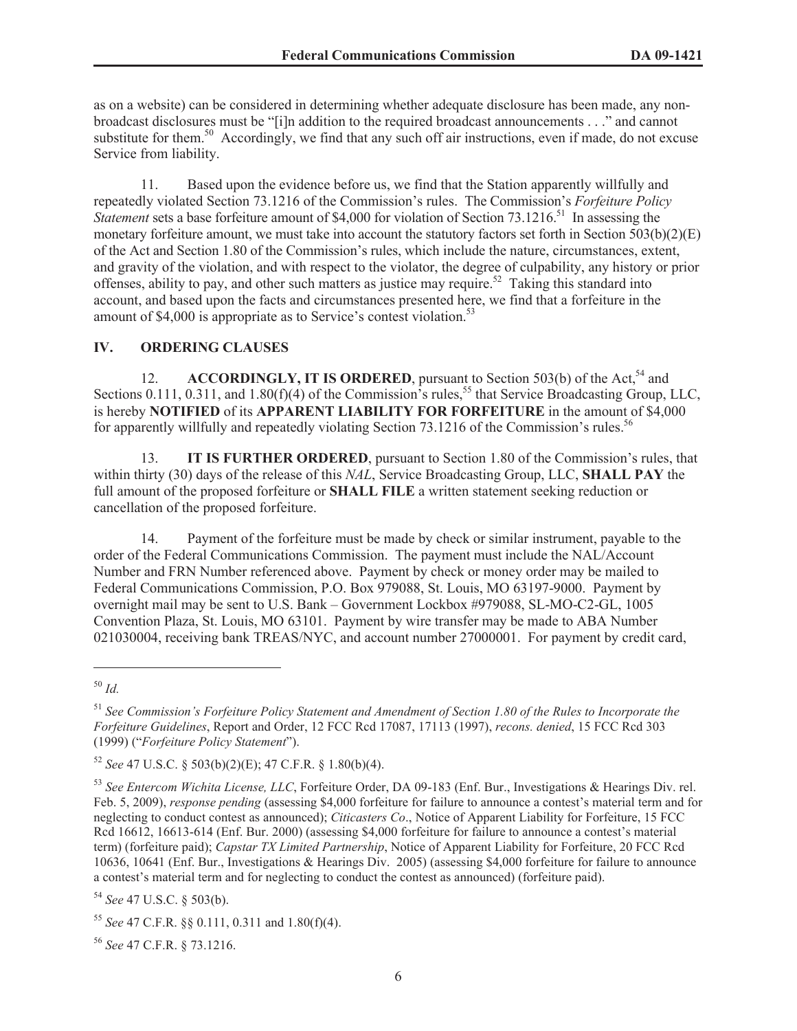as on a website) can be considered in determining whether adequate disclosure has been made, any non-broadcast disclosures must be "[i]n addition to the required broadcast announcements . . ." and cannot substitute for them.[50] Accordingly, we find that any such off air instructions, even if made, do not excuse Service from liability.

11. Based upon the evidence before us, we find that the Station apparently willfully and repeatedly violated Section 73.1216 of the Commission's rules. The Commission's *Forfeiture Policy Statement* sets a base forfeiture amount of $4,000 for violation of Section 73.1216.[51] In assessing the monetary forfeiture amount, we must take into account the statutory factors set forth in Section 503(b)(2)(E) of the Act and Section 1.80 of the Commission's rules, which include the nature, circumstances, extent, and gravity of the violation, and with respect to the violator, the degree of culpability, any history or prior offenses, ability to pay, and other such matters as justice may require.[52] Taking this standard into account, and based upon the facts and circumstances presented here, we find that a forfeiture in the amount of $4,000 is appropriate as to Service's contest violation.[53]

## IV. ORDERING CLAUSES

12. **ACCORDINGLY, IT IS ORDERED**, pursuant to Section 503(b) of the Act,[54] and Sections 0.111, 0.311, and 1.80(f)(4) of the Commission's rules,[55] that Service Broadcasting Group, LLC, is hereby **NOTIFIED** of its **APPARENT LIABILITY FOR FORFEITURE** in the amount of $4,000 for apparently willfully and repeatedly violating Section 73.1216 of the Commission's rules.[56]

13. **IT IS FURTHER ORDERED**, pursuant to Section 1.80 of the Commission's rules, that within thirty (30) days of the release of this *NAL*, Service Broadcasting Group, LLC, **SHALL PAY** the full amount of the proposed forfeiture or **SHALL FILE** a written statement seeking reduction or cancellation of the proposed forfeiture.

14. Payment of the forfeiture must be made by check or similar instrument, payable to the order of the Federal Communications Commission. The payment must include the NAL/Account Number and FRN Number referenced above. Payment by check or money order may be mailed to Federal Communications Commission, P.O. Box 979088, St. Louis, MO 63197-9000. Payment by overnight mail may be sent to U.S. Bank – Government Lockbox #979088, SL-MO-C2-GL, 1005 Convention Plaza, St. Louis, MO 63101. Payment by wire transfer may be made to ABA Number 021030004, receiving bank TREAS/NYC, and account number 27000001. For payment by credit card,

---

[50] *Id.*

[51] *See Commission's Forfeiture Policy Statement and Amendment of Section 1.80 of the Rules to Incorporate the Forfeiture Guidelines*, Report and Order, 12 FCC Rcd 17087, 17113 (1997), *recons. denied*, 15 FCC Rcd 303 (1999) ("*Forfeiture Policy Statement*").

[52] *See* 47 U.S.C. § 503(b)(2)(E); 47 C.F.R. § 1.80(b)(4).

[53] *See Entercom Wichita License, LLC*, Forfeiture Order, DA 09-183 (Enf. Bur., Investigations & Hearings Div. rel. Feb. 5, 2009), *response pending* (assessing $4,000 forfeiture for failure to announce a contest's material term and for neglecting to conduct contest as announced); *Citicasters Co*., Notice of Apparent Liability for Forfeiture, 15 FCC Rcd 16612, 16613-614 (Enf. Bur. 2000) (assessing $4,000 forfeiture for failure to announce a contest's material term) (forfeiture paid); *Capstar TX Limited Partnership*, Notice of Apparent Liability for Forfeiture, 20 FCC Rcd 10636, 10641 (Enf. Bur., Investigations & Hearings Div. 2005) (assessing $4,000 forfeiture for failure to announce a contest's material term and for neglecting to conduct the contest as announced) (forfeiture paid).

[54] *See* 47 U.S.C. § 503(b).

[55] *See* 47 C.F.R. §§ 0.111, 0.311 and 1.80(f)(4).

[56] *See* 47 C.F.R. § 73.1216.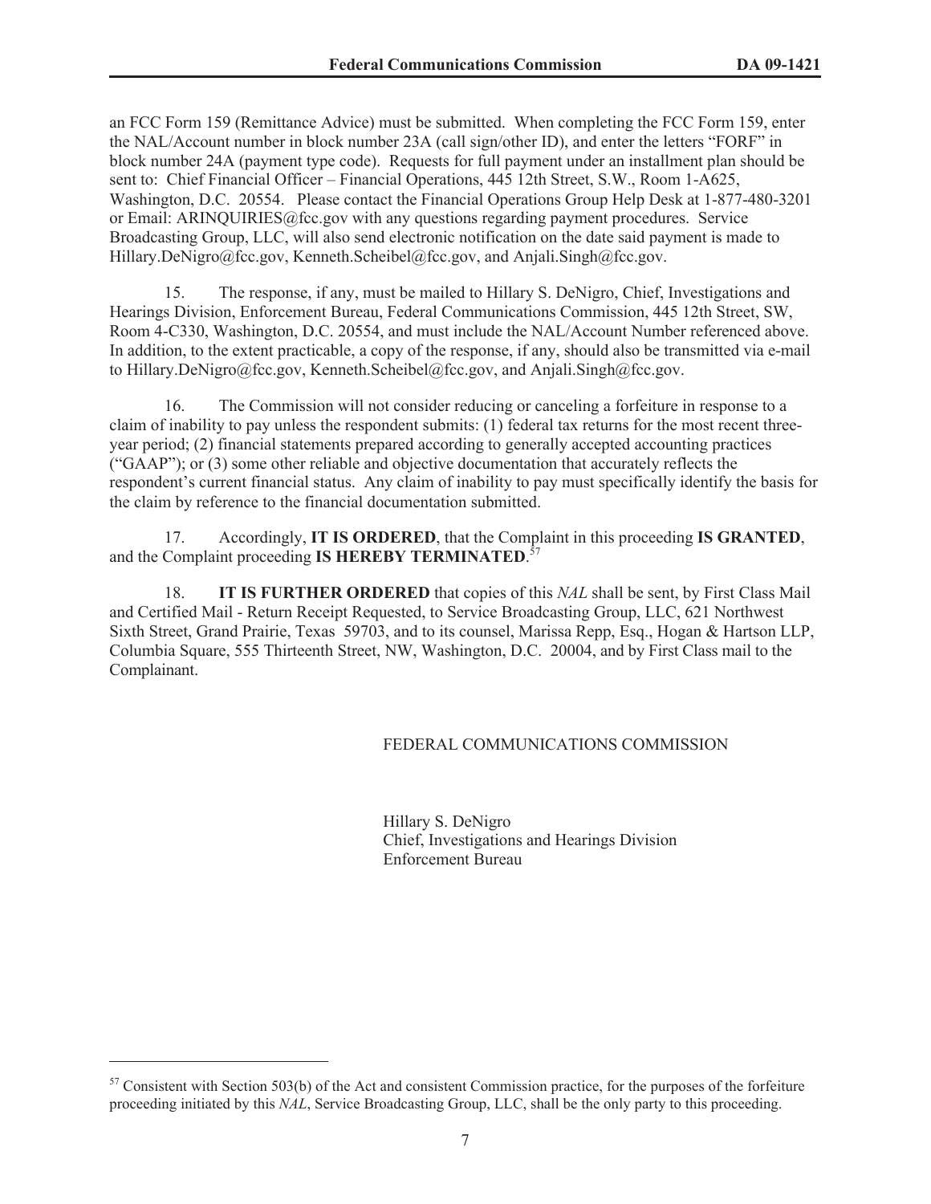an FCC Form 159 (Remittance Advice) must be submitted. When completing the FCC Form 159, enter the NAL/Account number in block number 23A (call sign/other ID), and enter the letters "FORF" in block number 24A (payment type code). Requests for full payment under an installment plan should be sent to: Chief Financial Officer – Financial Operations, 445 12th Street, S.W., Room 1-A625, Washington, D.C. 20554. Please contact the Financial Operations Group Help Desk at 1-877-480-3201 or Email: ARINQUIRIES@fcc.gov with any questions regarding payment procedures. Service Broadcasting Group, LLC, will also send electronic notification on the date said payment is made to Hillary.DeNigro@fcc.gov, Kenneth.Scheibel@fcc.gov, and Anjali.Singh@fcc.gov.

15. The response, if any, must be mailed to Hillary S. DeNigro, Chief, Investigations and Hearings Division, Enforcement Bureau, Federal Communications Commission, 445 12th Street, SW, Room 4-C330, Washington, D.C. 20554, and must include the NAL/Account Number referenced above. In addition, to the extent practicable, a copy of the response, if any, should also be transmitted via e-mail to Hillary.DeNigro@fcc.gov, Kenneth.Scheibel@fcc.gov, and Anjali.Singh@fcc.gov.

16. The Commission will not consider reducing or canceling a forfeiture in response to a claim of inability to pay unless the respondent submits: (1) federal tax returns for the most recent three-year period; (2) financial statements prepared according to generally accepted accounting practices ("GAAP"); or (3) some other reliable and objective documentation that accurately reflects the respondent's current financial status. Any claim of inability to pay must specifically identify the basis for the claim by reference to the financial documentation submitted.

17. Accordingly, **IT IS ORDERED**, that the Complaint in this proceeding **IS GRANTED**, and the Complaint proceeding **IS HEREBY TERMINATED**.[57]

18. **IT IS FURTHER ORDERED** that copies of this *NAL* shall be sent, by First Class Mail and Certified Mail - Return Receipt Requested, to Service Broadcasting Group, LLC, 621 Northwest Sixth Street, Grand Prairie, Texas 59703, and to its counsel, Marissa Repp, Esq., Hogan & Hartson LLP, Columbia Square, 555 Thirteenth Street, NW, Washington, D.C. 20004, and by First Class mail to the Complainant.

FEDERAL COMMUNICATIONS COMMISSION

Hillary S. DeNigro
Chief, Investigations and Hearings Division
Enforcement Bureau

[57] Consistent with Section 503(b) of the Act and consistent Commission practice, for the purposes of the forfeiture proceeding initiated by this *NAL*, Service Broadcasting Group, LLC, shall be the only party to this proceeding.